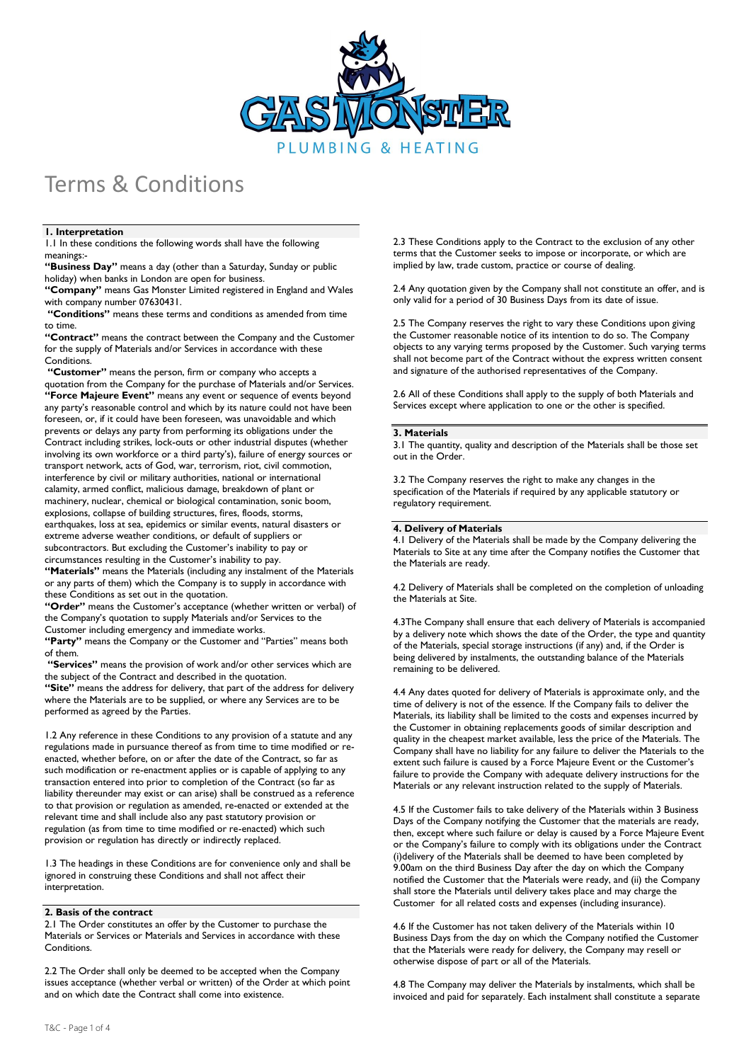# Terms & Conditions

## 1. Interpretation

1.1 In these conditions the following words shall have the following meanings:-

**"Business Day"** means a day (other than a Saturday, Sunday or public holiday) when banks in London are open for business.

**"Company"** means Gas Monster Limited registered in England and Wales with company number 07630431.

**"Conditions"** means these terms and conditions as amended from time to time.

**"Contract"** means the contract between the Company and the Customer for the supply of Materials and/or Services in accordance with these Conditions.

**"Customer"** means the person, firm or company who accepts a quotation from the Company for the purchase of Materials and/or Services.

**"Force Majeure Event"** means any event or sequence of events beyond any party's reasonable control and which by its nature could not have been foreseen, or, if it could have been foreseen, was unavoidable and which prevents or delays any party from performing its obligations under the Contract including strikes, lock-outs or other industrial disputes (whether involving its own workforce or a third party's), failure of energy sources or transport network, acts of God, war, terrorism, riot, civil commotion, interference by civil or military authorities, national or international calamity, armed conflict, malicious damage, breakdown of plant or machinery, nuclear, chemical or biological contamination, sonic boom, explosions, collapse of building structures, fires, floods, storms, earthquakes, loss at sea, epidemics or similar events, natural disasters or extreme adverse weather conditions, or default of suppliers or subcontractors. But excluding the Customer's inability to pay or circumstances resulting in the Customer's inability to pay.

**"Materials"** means the Materials (including any instalment of the Materials or any parts of them) which the Company is to supply in accordance with these Conditions as set out in the quotation.

**"Order"** means the Customer's acceptance (whether written or verbal) of the Company's quotation to supply Materials and/or Services to the Customer including emergency and immediate works.

**"Party"** means the Company or the Customer and "Parties" means both of them.

**"Services"** means the provision of work and/or other services which are the subject of the Contract and described in the quotation.

**"Site"** means the address for delivery, that part of the address for delivery where the Materials are to be supplied, or where any Services are to be performed as agreed by the Parties.

1.2 Any reference in these Conditions to any provision of a statute and any regulations made in pursuance thereof as from time to time modified or re-enacted, whether before, on or after the date of the Contract, so far as such modification or re-enactment applies or is capable of applying to any transaction entered into prior to completion of the Contract (so far as liability thereunder may exist or can arise) shall be construed as a reference to that provision or regulation as amended, re-enacted or extended at the relevant time and shall include also any past statutory provision or regulation (as from time to time modified or re-enacted) which such provision or regulation has directly or indirectly replaced.

1.3 The headings in these Conditions are for convenience only and shall be ignored in construing these Conditions and shall not affect their interpretation.

## 2. Basis of the contract

2.1 The Order constitutes an offer by the Customer to purchase the Materials or Services or Materials and Services in accordance with these Conditions.

2.2 The Order shall only be deemed to be accepted when the Company issues acceptance (whether verbal or written) of the Order at which point and on which date the Contract shall come into existence.

2.3 These Conditions apply to the Contract to the exclusion of any other terms that the Customer seeks to impose or incorporate, or which are implied by law, trade custom, practice or course of dealing.

2.4 Any quotation given by the Company shall not constitute an offer, and is only valid for a period of 30 Business Days from its date of issue.

2.5 The Company reserves the right to vary these Conditions upon giving the Customer reasonable notice of its intention to do so. The Company objects to any varying terms proposed by the Customer. Such varying terms shall not become part of the Contract without the express written consent and signature of the authorised representatives of the Company.

2.6 All of these Conditions shall apply to the supply of both Materials and Services except where application to one or the other is specified.

## 3. Materials

3.1 The quantity, quality and description of the Materials shall be those set out in the Order.

3.2 The Company reserves the right to make any changes in the specification of the Materials if required by any applicable statutory or regulatory requirement.

## 4. Delivery of Materials

4.1 Delivery of the Materials shall be made by the Company delivering the Materials to Site at any time after the Company notifies the Customer that the Materials are ready.

4.2 Delivery of Materials shall be completed on the completion of unloading the Materials at Site.

4.3The Company shall ensure that each delivery of Materials is accompanied by a delivery note which shows the date of the Order, the type and quantity of the Materials, special storage instructions (if any) and, if the Order is being delivered by instalments, the outstanding balance of the Materials remaining to be delivered.

4.4 Any dates quoted for delivery of Materials is approximate only, and the time of delivery is not of the essence. If the Company fails to deliver the Materials, its liability shall be limited to the costs and expenses incurred by the Customer in obtaining replacements goods of similar description and quality in the cheapest market available, less the price of the Materials. The Company shall have no liability for any failure to deliver the Materials to the extent such failure is caused by a Force Majeure Event or the Customer's failure to provide the Company with adequate delivery instructions for the Materials or any relevant instruction related to the supply of Materials.

4.5 If the Customer fails to take delivery of the Materials within 3 Business Days of the Company notifying the Customer that the materials are ready, then, except where such failure or delay is caused by a Force Majeure Event or the Company's failure to comply with its obligations under the Contract (i)delivery of the Materials shall be deemed to have been completed by 9.00am on the third Business Day after the day on which the Company notified the Customer that the Materials were ready, and (ii) the Company shall store the Materials until delivery takes place and may charge the Customer for all related costs and expenses (including insurance).

4.6 If the Customer has not taken delivery of the Materials within 10 Business Days from the day on which the Company notified the Customer that the Materials were ready for delivery, the Company may resell or otherwise dispose of part or all of the Materials.

4.8 The Company may deliver the Materials by instalments, which shall be invoiced and paid for separately. Each instalment shall constitute a separate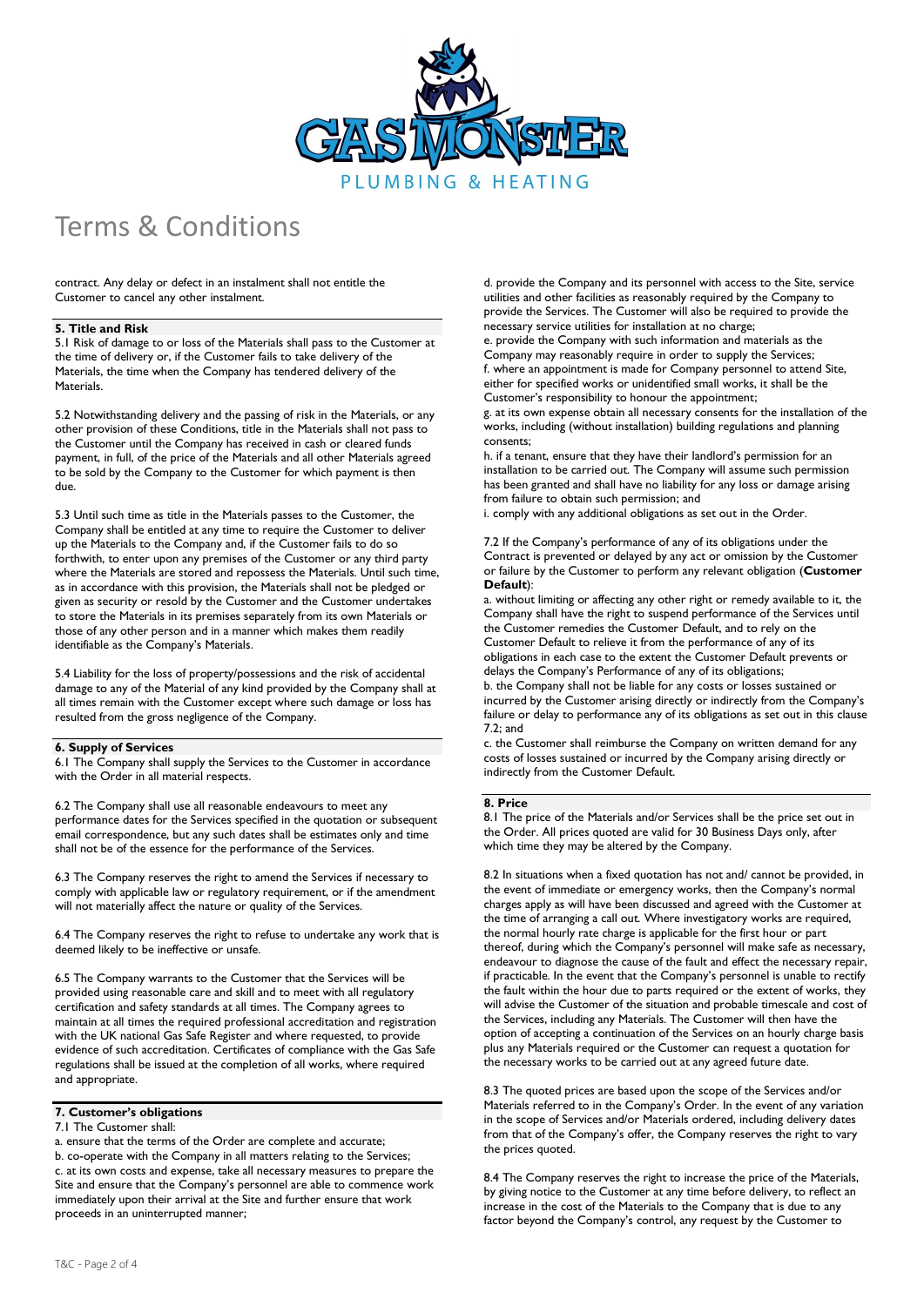# Terms & Conditions

contract. Any delay or defect in an instalment shall not entitle the Customer to cancel any other instalment.

**5. Title and Risk**

5.1 Risk of damage to or loss of the Materials shall pass to the Customer at the time of delivery or, if the Customer fails to take delivery of the Materials, the time when the Company has tendered delivery of the Materials.

5.2 Notwithstanding delivery and the passing of risk in the Materials, or any other provision of these Conditions, title in the Materials shall not pass to the Customer until the Company has received in cash or cleared funds payment, in full, of the price of the Materials and all other Materials agreed to be sold by the Company to the Customer for which payment is then due.

5.3 Until such time as title in the Materials passes to the Customer, the Company shall be entitled at any time to require the Customer to deliver up the Materials to the Company and, if the Customer fails to do so forthwith, to enter upon any premises of the Customer or any third party where the Materials are stored and repossess the Materials. Until such time, as in accordance with this provision, the Materials shall not be pledged or given as security or resold by the Customer and the Customer undertakes to store the Materials in its premises separately from its own Materials or those of any other person and in a manner which makes them readily identifiable as the Company's Materials.

5.4 Liability for the loss of property/possessions and the risk of accidental damage to any of the Material of any kind provided by the Company shall at all times remain with the Customer except where such damage or loss has resulted from the gross negligence of the Company.

**6. Supply of Services**

6.1 The Company shall supply the Services to the Customer in accordance with the Order in all material respects.

6.2 The Company shall use all reasonable endeavours to meet any performance dates for the Services specified in the quotation or subsequent email correspondence, but any such dates shall be estimates only and time shall not be of the essence for the performance of the Services.

6.3 The Company reserves the right to amend the Services if necessary to comply with applicable law or regulatory requirement, or if the amendment will not materially affect the nature or quality of the Services.

6.4 The Company reserves the right to refuse to undertake any work that is deemed likely to be ineffective or unsafe.

6.5 The Company warrants to the Customer that the Services will be provided using reasonable care and skill and to meet with all regulatory certification and safety standards at all times. The Company agrees to maintain at all times the required professional accreditation and registration with the UK national Gas Safe Register and where requested, to provide evidence of such accreditation. Certificates of compliance with the Gas Safe regulations shall be issued at the completion of all works, where required and appropriate.

**7. Customer's obligations**

7.1 The Customer shall:

a. ensure that the terms of the Order are complete and accurate;
b. co-operate with the Company in all matters relating to the Services;
c. at its own costs and expense, take all necessary measures to prepare the Site and ensure that the Company's personnel are able to commence work immediately upon their arrival at the Site and further ensure that work proceeds in an uninterrupted manner;
d. provide the Company and its personnel with access to the Site, service utilities and other facilities as reasonably required by the Company to provide the Services. The Customer will also be required to provide the necessary service utilities for installation at no charge;
e. provide the Company with such information and materials as the Company may reasonably require in order to supply the Services;
f. where an appointment is made for Company personnel to attend Site, either for specified works or unidentified small works, it shall be the Customer's responsibility to honour the appointment;
g. at its own expense obtain all necessary consents for the installation of the works, including (without installation) building regulations and planning consents;
h. if a tenant, ensure that they have their landlord's permission for an installation to be carried out. The Company will assume such permission has been granted and shall have no liability for any loss or damage arising from failure to obtain such permission; and
i. comply with any additional obligations as set out in the Order.

7.2 If the Company's performance of any of its obligations under the Contract is prevented or delayed by any act or omission by the Customer or failure by the Customer to perform any relevant obligation (**Customer Default**):

a. without limiting or affecting any other right or remedy available to it, the Company shall have the right to suspend performance of the Services until the Customer remedies the Customer Default, and to rely on the Customer Default to relieve it from the performance of any of its obligations in each case to the extent the Customer Default prevents or delays the Company's Performance of any of its obligations;
b. the Company shall not be liable for any costs or losses sustained or incurred by the Customer arising directly or indirectly from the Company's failure or delay to performance any of its obligations as set out in this clause 7.2; and
c. the Customer shall reimburse the Company on written demand for any costs of losses sustained or incurred by the Company arising directly or indirectly from the Customer Default.

**8. Price**

8.1 The price of the Materials and/or Services shall be the price set out in the Order. All prices quoted are valid for 30 Business Days only, after which time they may be altered by the Company.

8.2 In situations when a fixed quotation has not and/ cannot be provided, in the event of immediate or emergency works, then the Company's normal charges apply as will have been discussed and agreed with the Customer at the time of arranging a call out. Where investigatory works are required, the normal hourly rate charge is applicable for the first hour or part thereof, during which the Company's personnel will make safe as necessary, endeavour to diagnose the cause of the fault and effect the necessary repair, if practicable. In the event that the Company's personnel is unable to rectify the fault within the hour due to parts required or the extent of works, they will advise the Customer of the situation and probable timescale and cost of the Services, including any Materials. The Customer will then have the option of accepting a continuation of the Services on an hourly charge basis plus any Materials required or the Customer can request a quotation for the necessary works to be carried out at any agreed future date.

8.3 The quoted prices are based upon the scope of the Services and/or Materials referred to in the Company's Order. In the event of any variation in the scope of Services and/or Materials ordered, including delivery dates from that of the Company's offer, the Company reserves the right to vary the prices quoted.

8.4 The Company reserves the right to increase the price of the Materials, by giving notice to the Customer at any time before delivery, to reflect an increase in the cost of the Materials to the Company that is due to any factor beyond the Company's control, any request by the Customer to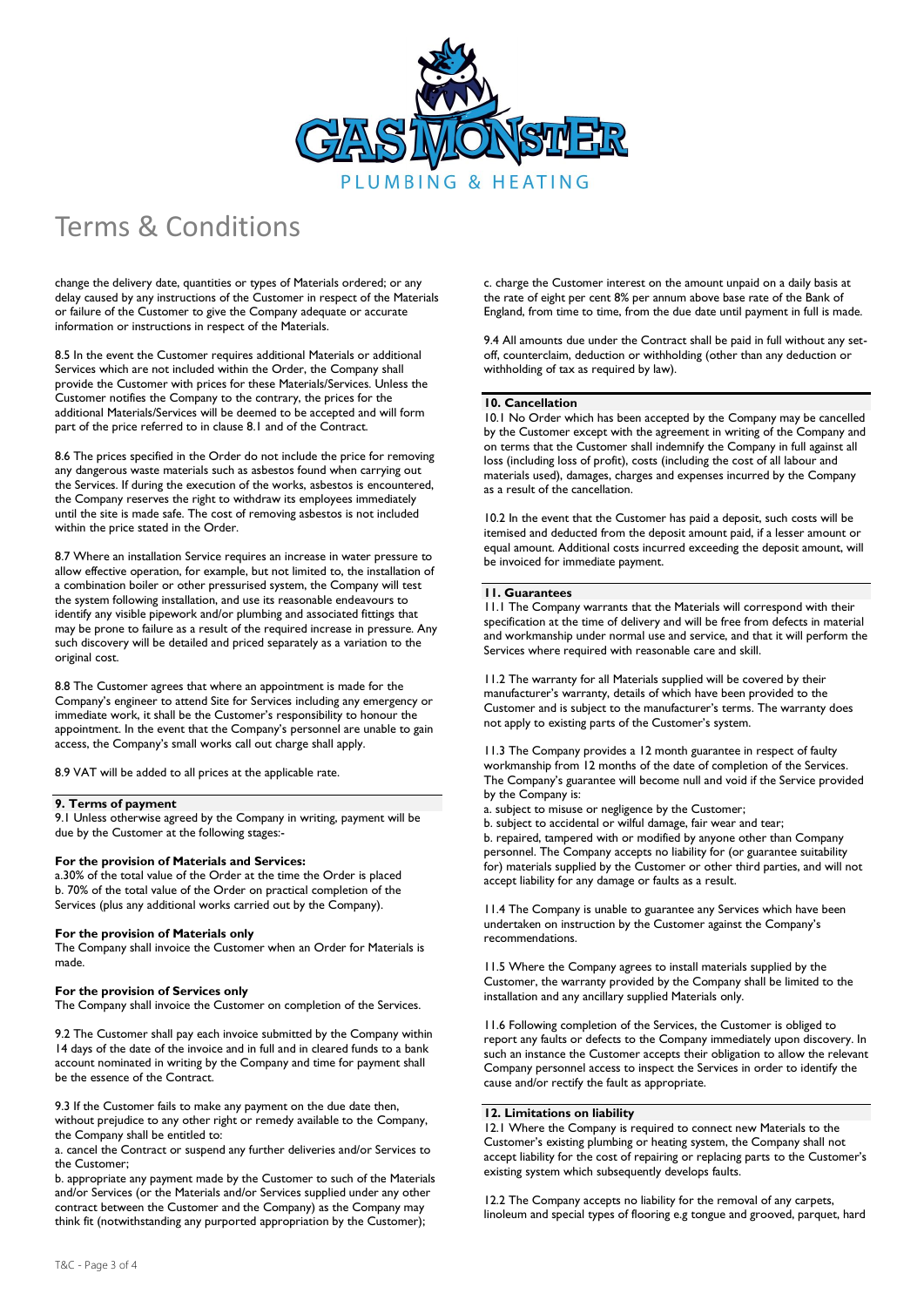# Terms & Conditions

change the delivery date, quantities or types of Materials ordered; or any delay caused by any instructions of the Customer in respect of the Materials or failure of the Customer to give the Company adequate or accurate information or instructions in respect of the Materials.

8.5 In the event the Customer requires additional Materials or additional Services which are not included within the Order, the Company shall provide the Customer with prices for these Materials/Services. Unless the Customer notifies the Company to the contrary, the prices for the additional Materials/Services will be deemed to be accepted and will form part of the price referred to in clause 8.1 and of the Contract.

8.6 The prices specified in the Order do not include the price for removing any dangerous waste materials such as asbestos found when carrying out the Services. If during the execution of the works, asbestos is encountered, the Company reserves the right to withdraw its employees immediately until the site is made safe. The cost of removing asbestos is not included within the price stated in the Order.

8.7 Where an installation Service requires an increase in water pressure to allow effective operation, for example, but not limited to, the installation of a combination boiler or other pressurised system, the Company will test the system following installation, and use its reasonable endeavours to identify any visible pipework and/or plumbing and associated fittings that may be prone to failure as a result of the required increase in pressure. Any such discovery will be detailed and priced separately as a variation to the original cost.

8.8 The Customer agrees that where an appointment is made for the Company's engineer to attend Site for Services including any emergency or immediate work, it shall be the Customer's responsibility to honour the appointment. In the event that the Company's personnel are unable to gain access, the Company's small works call out charge shall apply.

8.9 VAT will be added to all prices at the applicable rate.

## 9. Terms of payment

9.1 Unless otherwise agreed by the Company in writing, payment will be due by the Customer at the following stages:-

**For the provision of Materials and Services:**
a.30% of the total value of the Order at the time the Order is placed
b. 70% of the total value of the Order on practical completion of the Services (plus any additional works carried out by the Company).

**For the provision of Materials only**
The Company shall invoice the Customer when an Order for Materials is made.

**For the provision of Services only**
The Company shall invoice the Customer on completion of the Services.

9.2 The Customer shall pay each invoice submitted by the Company within 14 days of the date of the invoice and in full and in cleared funds to a bank account nominated in writing by the Company and time for payment shall be the essence of the Contract.

9.3 If the Customer fails to make any payment on the due date then, without prejudice to any other right or remedy available to the Company, the Company shall be entitled to:
a. cancel the Contract or suspend any further deliveries and/or Services to the Customer;
b. appropriate any payment made by the Customer to such of the Materials and/or Services (or the Materials and/or Services supplied under any other contract between the Customer and the Company) as the Company may think fit (notwithstanding any purported appropriation by the Customer);
c. charge the Customer interest on the amount unpaid on a daily basis at the rate of eight per cent 8% per annum above base rate of the Bank of England, from time to time, from the due date until payment in full is made.

9.4 All amounts due under the Contract shall be paid in full without any set-off, counterclaim, deduction or withholding (other than any deduction or withholding of tax as required by law).

## 10. Cancellation

10.1 No Order which has been accepted by the Company may be cancelled by the Customer except with the agreement in writing of the Company and on terms that the Customer shall indemnify the Company in full against all loss (including loss of profit), costs (including the cost of all labour and materials used), damages, charges and expenses incurred by the Company as a result of the cancellation.

10.2 In the event that the Customer has paid a deposit, such costs will be itemised and deducted from the deposit amount paid, if a lesser amount or equal amount. Additional costs incurred exceeding the deposit amount, will be invoiced for immediate payment.

## 11. Guarantees

11.1 The Company warrants that the Materials will correspond with their specification at the time of delivery and will be free from defects in material and workmanship under normal use and service, and that it will perform the Services where required with reasonable care and skill.

11.2 The warranty for all Materials supplied will be covered by their manufacturer's warranty, details of which have been provided to the Customer and is subject to the manufacturer's terms. The warranty does not apply to existing parts of the Customer's system.

11.3 The Company provides a 12 month guarantee in respect of faulty workmanship from 12 months of the date of completion of the Services. The Company's guarantee will become null and void if the Service provided by the Company is:
a. subject to misuse or negligence by the Customer;
b. subject to accidental or wilful damage, fair wear and tear;
b. repaired, tampered with or modified by anyone other than Company personnel. The Company accepts no liability for (or guarantee suitability for) materials supplied by the Customer or other third parties, and will not accept liability for any damage or faults as a result.

11.4 The Company is unable to guarantee any Services which have been undertaken on instruction by the Customer against the Company's recommendations.

11.5 Where the Company agrees to install materials supplied by the Customer, the warranty provided by the Company shall be limited to the installation and any ancillary supplied Materials only.

11.6 Following completion of the Services, the Customer is obliged to report any faults or defects to the Company immediately upon discovery. In such an instance the Customer accepts their obligation to allow the relevant Company personnel access to inspect the Services in order to identify the cause and/or rectify the fault as appropriate.

## 12. Limitations on liability

12.1 Where the Company is required to connect new Materials to the Customer's existing plumbing or heating system, the Company shall not accept liability for the cost of repairing or replacing parts to the Customer's existing system which subsequently develops faults.

12.2 The Company accepts no liability for the removal of any carpets, linoleum and special types of flooring e.g tongue and grooved, parquet, hard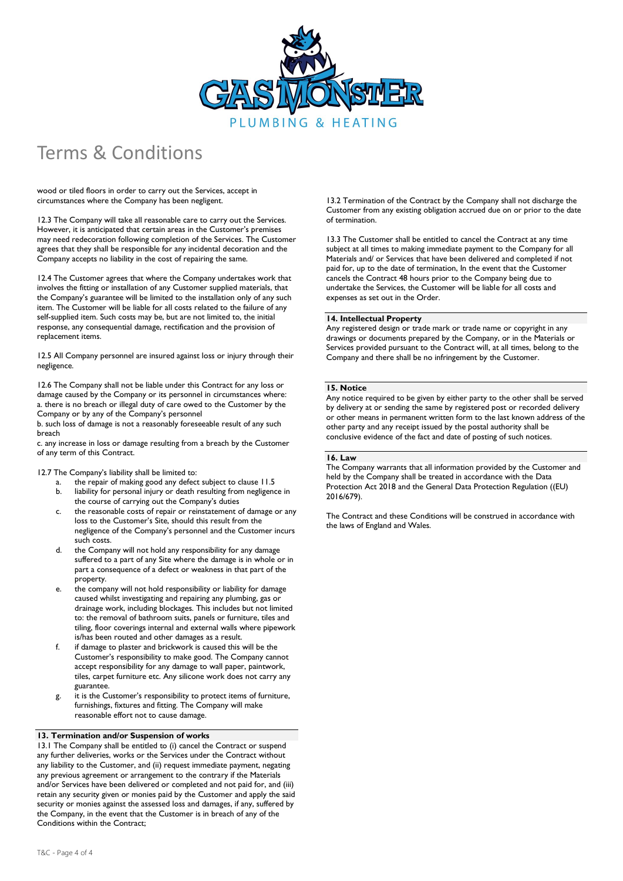# Terms & Conditions

wood or tiled floors in order to carry out the Services, accept in circumstances where the Company has been negligent.

12.3 The Company will take all reasonable care to carry out the Services. However, it is anticipated that certain areas in the Customer's premises may need redecoration following completion of the Services. The Customer agrees that they shall be responsible for any incidental decoration and the Company accepts no liability in the cost of repairing the same.

12.4 The Customer agrees that where the Company undertakes work that involves the fitting or installation of any Customer supplied materials, that the Company's guarantee will be limited to the installation only of any such item. The Customer will be liable for all costs related to the failure of any self-supplied item. Such costs may be, but are not limited to, the initial response, any consequential damage, rectification and the provision of replacement items.

12.5 All Company personnel are insured against loss or injury through their negligence.

12.6 The Company shall not be liable under this Contract for any loss or damage caused by the Company or its personnel in circumstances where:
a. there is no breach or illegal duty of care owed to the Customer by the Company or by any of the Company's personnel
b. such loss of damage is not a reasonably foreseeable result of any such breach
c. any increase in loss or damage resulting from a breach by the Customer of any term of this Contract.

12.7 The Company's liability shall be limited to:

a. the repair of making good any defect subject to clause 11.5
b. liability for personal injury or death resulting from negligence in the course of carrying out the Company's duties
c. the reasonable costs of repair or reinstatement of damage or any loss to the Customer's Site, should this result from the negligence of the Company's personnel and the Customer incurs such costs.
d. the Company will not hold any responsibility for any damage suffered to a part of any Site where the damage is in whole or in part a consequence of a defect or weakness in that part of the property.
e. the company will not hold responsibility or liability for damage caused whilst investigating and repairing any plumbing, gas or drainage work, including blockages. This includes but not limited to: the removal of bathroom suits, panels or furniture, tiles and tiling, floor coverings internal and external walls where pipework is/has been routed and other damages as a result.
f. if damage to plaster and brickwork is caused this will be the Customer's responsibility to make good. The Company cannot accept responsibility for any damage to wall paper, paintwork, tiles, carpet furniture etc. Any silicone work does not carry any guarantee.
g. it is the Customer's responsibility to protect items of furniture, furnishings, fixtures and fitting. The Company will make reasonable effort not to cause damage.

## 13. Termination and/or Suspension of works

13.1 The Company shall be entitled to (i) cancel the Contract or suspend any further deliveries, works or the Services under the Contract without any liability to the Customer, and (ii) request immediate payment, negating any previous agreement or arrangement to the contrary if the Materials and/or Services have been delivered or completed and not paid for, and (iii) retain any security given or monies paid by the Customer and apply the said security or monies against the assessed loss and damages, if any, suffered by the Company, in the event that the Customer is in breach of any of the Conditions within the Contract;

13.2 Termination of the Contract by the Company shall not discharge the Customer from any existing obligation accrued due on or prior to the date of termination.

13.3 The Customer shall be entitled to cancel the Contract at any time subject at all times to making immediate payment to the Company for all Materials and/ or Services that have been delivered and completed if not paid for, up to the date of termination, In the event that the Customer cancels the Contract 48 hours prior to the Company being due to undertake the Services, the Customer will be liable for all costs and expenses as set out in the Order.

## 14. Intellectual Property

Any registered design or trade mark or trade name or copyright in any drawings or documents prepared by the Company, or in the Materials or Services provided pursuant to the Contract will, at all times, belong to the Company and there shall be no infringement by the Customer.

## 15. Notice

Any notice required to be given by either party to the other shall be served by delivery at or sending the same by registered post or recorded delivery or other means in permanent written form to the last known address of the other party and any receipt issued by the postal authority shall be conclusive evidence of the fact and date of posting of such notices.

## 16. Law

The Company warrants that all information provided by the Customer and held by the Company shall be treated in accordance with the Data Protection Act 2018 and the General Data Protection Regulation ((EU) 2016/679).

The Contract and these Conditions will be construed in accordance with the laws of England and Wales.